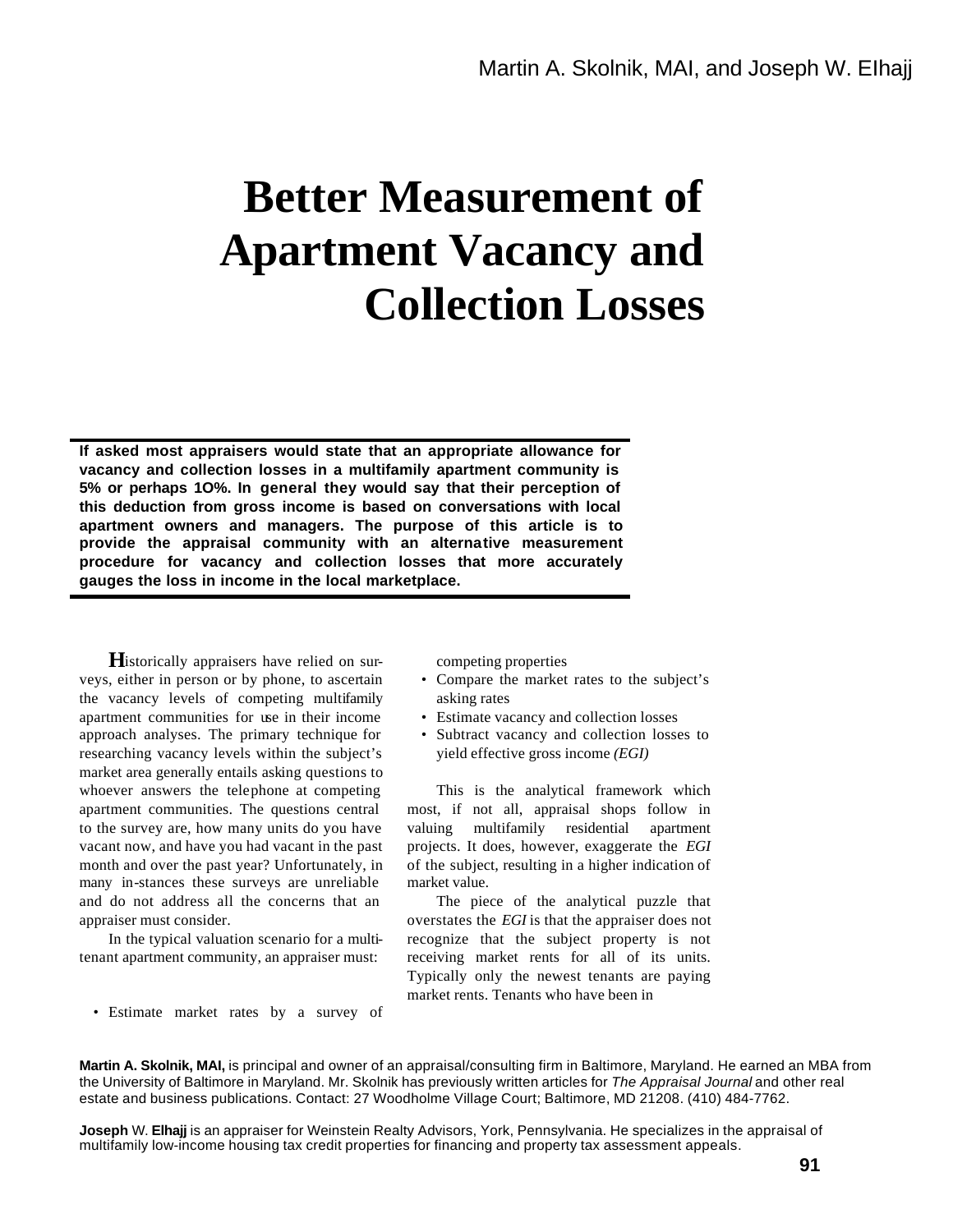Martin A. Skolnik, MAI, and Joseph W. EIhajj

# Better Measurement of Apartment Vacancy and Collection Losses

**If asked most appraisers would state that an appropriate allowance for vacancy and collection losses in a multifamily apartment community is 5% or perhaps 1O%. In general they would say that their perception of this deduction from gross income is based on conversations with local apartment owners and managers. The purpose of this article is to provide the appraisal community with an alternative measurement procedure for vacancy and collection losses that more accurately gauges the loss in income in the local marketplace.**

Historically appraisers have relied on surveys, either in person or by phone, to ascertain the vacancy levels of competing multifamily apartment communities for use in their income approach analyses. The primary technique for researching vacancy levels within the subject's market area generally entails asking questions to whoever answers the telephone at competing apartment communities. The questions central to the survey are, how many units do you have vacant now, and have you had vacant in the past month and over the past year? Unfortunately, in many in-stances these surveys are unreliable and do not address all the concerns that an appraiser must consider.

In the typical valuation scenario for a multitenant apartment community, an appraiser must:

- Estimate market rates by a survey of competing properties
- Compare the market rates to the subject's asking rates
- Estimate vacancy and collection losses
- Subtract vacancy and collection losses to yield effective gross income *(EGI)*

This is the analytical framework which most, if not all, appraisal shops follow in valuing multifamily residential apartment projects. It does, however, exaggerate the *EGI* of the subject, resulting in a higher indication of market value.

The piece of the analytical puzzle that overstates the *EGI* is that the appraiser does not recognize that the subject property is not receiving market rents for all of its units. Typically only the newest tenants are paying market rents. Tenants who have been in

**Martin A. Skolnik, MAI,** is principal and owner of an appraisal/consulting firm in Baltimore, Maryland. He earned an MBA from the University of Baltimore in Maryland. Mr. Skolnik has previously written articles for *The Appraisal Journal* and other real estate and business publications. Contact: 27 Woodholme Village Court; Baltimore, MD 21208. (410) 484-7762.

**Joseph** W. **Elhajj** is an appraiser for Weinstein Realty Advisors, York, Pennsylvania. He specializes in the appraisal of multifamily low-income housing tax credit properties for financing and property tax assessment appeals.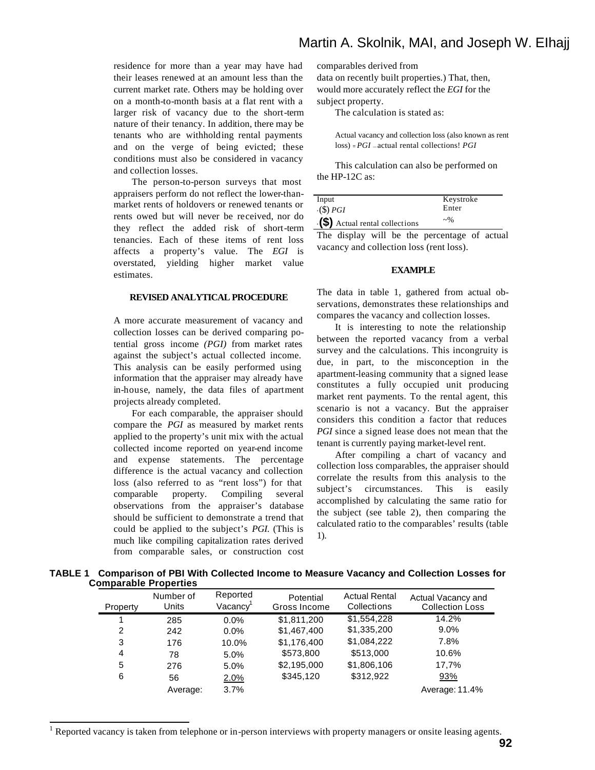residence for more than a year may have had their leases renewed at an amount less than the current market rate. Others may be holding over on a month-to-month basis at a flat rent with a larger risk of vacancy due to the short-term nature of their tenancy. In addition, there may be tenants who are withholding rental payments and on the verge of being evicted; these conditions must also be considered in vacancy and collection losses.

The person-to-person surveys that most appraisers perform do not reflect the lower-than-market rents of holdovers or renewed tenants or rents owed but will never be received, nor do they reflect the added risk of short-term tenancies. Each of these items of rent loss affects a property's value. The *EGI* is overstated, yielding higher market value estimates.

### REVISED ANALYTICAL PROCEDURE

A more accurate measurement of vacancy and collection losses can be derived comparing potential gross income *(PGI)* from market rates against the subject's actual collected income. This analysis can be easily performed using information that the appraiser may already have in-house, namely, the data files of apartment projects already completed.

For each comparable, the appraiser should compare the *PGI* as measured by market rents applied to the property's unit mix with the actual collected income reported on year-end income and expense statements. The percentage difference is the actual vacancy and collection loss (also referred to as "rent loss") for that comparable property. Compiling several observations from the appraiser's database should be sufficient to demonstrate a trend that could be applied to the subject's *PGI*. (This is much like compiling capitalization rates derived from comparable sales, or construction cost comparables derived from data on recently built properties.) That, then, would more accurately reflect the *EGI* for the subject property.

The calculation is stated as:

Actual vacancy and collection loss (also known as rent loss) = *PGI* – actual rental collections! *PGI*

This calculation can also be performed on the HP-12C as:

| Input | Keystroke |
|---|---|
| ($) *PGI* | Enter |
| ($) Actual rental collections | ~% |

The display will be the percentage of actual vacancy and collection loss (rent loss).

### EXAMPLE

The data in table 1, gathered from actual observations, demonstrates these relationships and compares the vacancy and collection losses.

It is interesting to note the relationship between the reported vacancy from a verbal survey and the calculations. This incongruity is due, in part, to the misconception in the apartment-leasing community that a signed lease constitutes a fully occupied unit producing market rent payments. To the rental agent, this scenario is not a vacancy. But the appraiser considers this condition a factor that reduces *PGI* since a signed lease does not mean that the tenant is currently paying market-level rent.

After compiling a chart of vacancy and collection loss comparables, the appraiser should correlate the results from this analysis to the subject's circumstances. This is easily accomplished by calculating the same ratio for the subject (see table 2), then comparing the calculated ratio to the comparables' results (table 1).

**TABLE 1 Comparison of PBI With Collected Income to Measure Vacancy and Collection Losses for Comparable Properties**

| Property | Number of Units | Reported Vacancy[1] | Potential Gross Income | Actual Rental Collections | Actual Vacancy and Collection Loss |
|---|---|---|---|---|---|
| 1 | 285 | 0.0% | $1,811,200 | $1,554,228 | 14.2% |
| 2 | 242 | 0.0% | $1,467,400 | $1,335,200 | 9.0% |
| 3 | 176 | 10.0% | $1,176,400 | $1,084,222 | 7.8% |
| 4 | 78 | 5.0% | $573,800 | $513,000 | 10.6% |
| 5 | 276 | 5.0% | $2,195,000 | $1,806,106 | 17,7% |
| 6 | 56 | 2.0% | $345,120 | $312,922 | 93% |
| | Average: | 3.7% | | | Average: 11.4% |

[1] Reported vacancy is taken from telephone or in-person interviews with property managers or onsite leasing agents.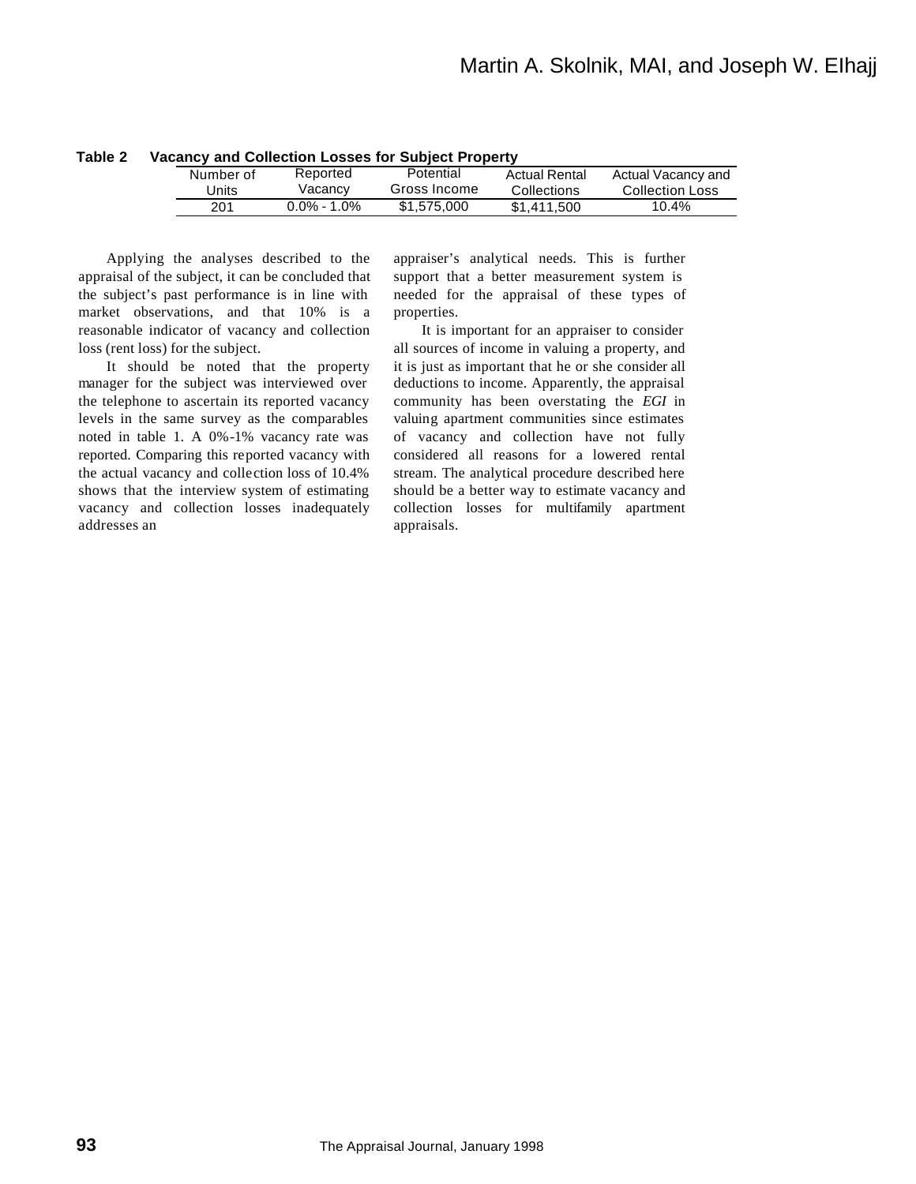**Table 2 Vacancy and Collection Losses for Subject Property**

| Number of Units | Reported Vacancy | Potential Gross Income | Actual Rental Collections | Actual Vacancy and Collection Loss |
|---|---|---|---|---|
| 201 | 0.0% - 1.0% | $1,575,000 | $1,411,500 | 10.4% |

Applying the analyses described to the appraisal of the subject, it can be concluded that the subject's past performance is in line with market observations, and that 10% is a reasonable indicator of vacancy and collection loss (rent loss) for the subject.

It should be noted that the property manager for the subject was interviewed over the telephone to ascertain its reported vacancy levels in the same survey as the comparables noted in table 1. A 0%-1% vacancy rate was reported. Comparing this reported vacancy with the actual vacancy and collection loss of 10.4% shows that the interview system of estimating vacancy and collection losses inadequately addresses an appraiser's analytical needs. This is further support that a better measurement system is needed for the appraisal of these types of properties.

It is important for an appraiser to consider all sources of income in valuing a property, and it is just as important that he or she consider all deductions to income. Apparently, the appraisal community has been overstating the *EGI* in valuing apartment communities since estimates of vacancy and collection have not fully considered all reasons for a lowered rental stream. The analytical procedure described here should be a better way to estimate vacancy and collection losses for multifamily apartment appraisals.